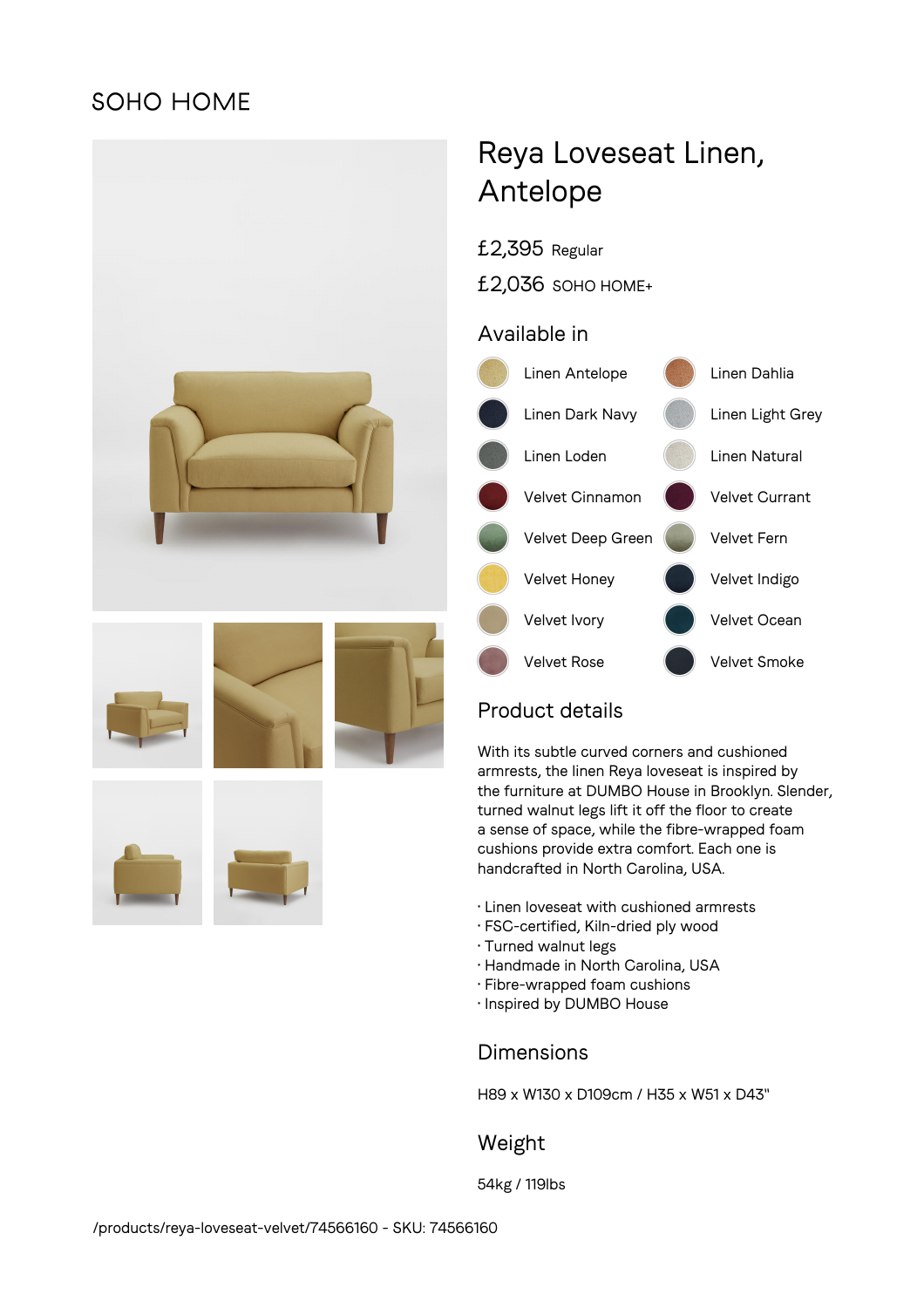SOHO HOME

# Reya Loveseat Linen, Antelope

£2,395 Regular

£2,036 SOHO HOME+

## Available in

- Linen Antelope
- Linen Dahlia
- Linen Dark Navy
- Linen Light Grey
- Linen Loden
- Linen Natural
- Velvet Cinnamon
- Velvet Currant
- Velvet Deep Green
- Velvet Fern
- Velvet Honey
- Velvet Indigo
- Velvet Ivory
- Velvet Ocean
- Velvet Rose
- Velvet Smoke

## Product details

With its subtle curved corners and cushioned armrests, the linen Reya loveseat is inspired by the furniture at DUMBO House in Brooklyn. Slender, turned walnut legs lift it off the floor to create a sense of space, while the fibre-wrapped foam cushions provide extra comfort. Each one is handcrafted in North Carolina, USA.

- Linen loveseat with cushioned armrests
- FSC-certified, Kiln-dried ply wood
- Turned walnut legs
- Handmade in North Carolina, USA
- Fibre-wrapped foam cushions
- Inspired by DUMBO House

## Dimensions

H89 x W130 x D109cm / H35 x W51 x D43"

## Weight

54kg / 119lbs

/products/reya-loveseat-velvet/74566160 - SKU: 74566160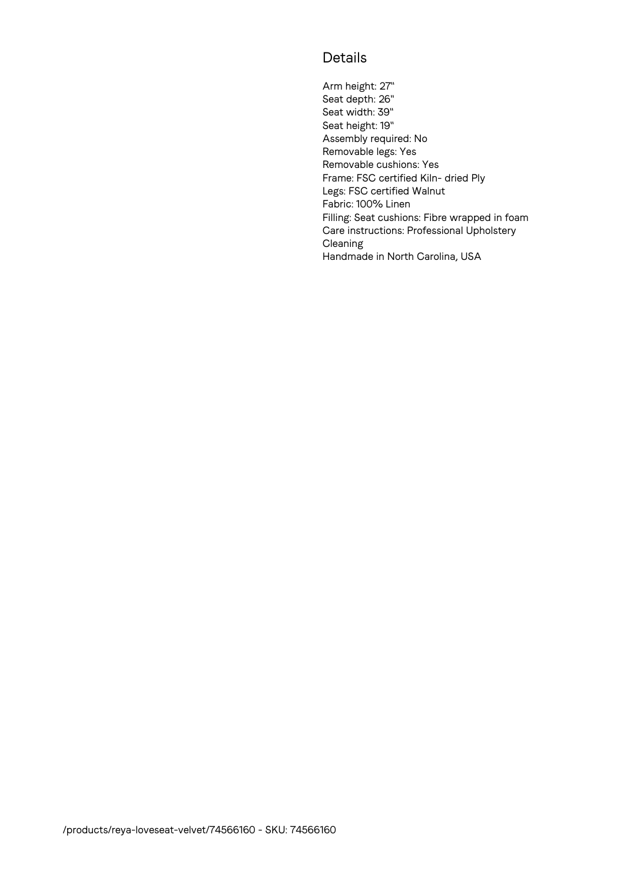## Details

Arm height: 27"
Seat depth: 26"
Seat width: 39"
Seat height: 19"
Assembly required: No
Removable legs: Yes
Removable cushions: Yes
Frame: FSC certified Kiln- dried Ply
Legs: FSC certified Walnut
Fabric: 100% Linen
Filling: Seat cushions: Fibre wrapped in foam
Care instructions: Professional Upholstery Cleaning
Handmade in North Carolina, USA